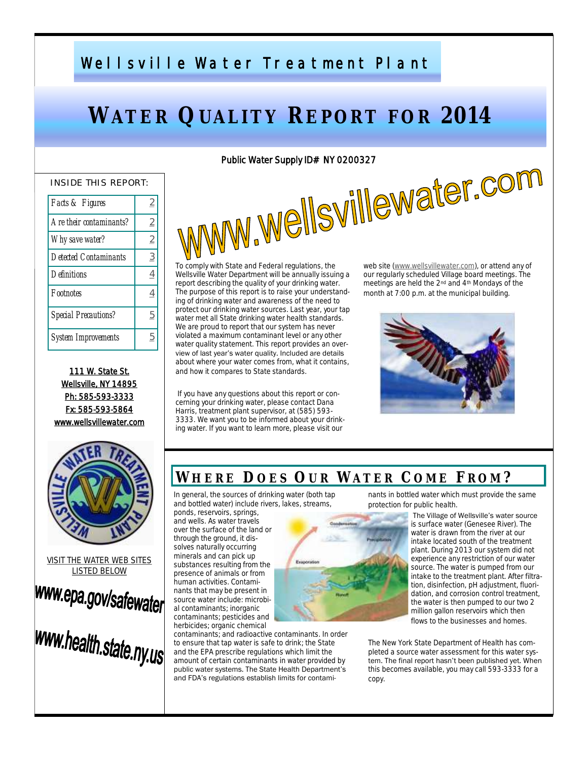# Wellsville Water Treatment Plant

# WATER QUALITY REPORT FOR 2014

Public Water Supply ID# NY 0200327

www.wellsvillewater.com

INSIDE THIS REPORT:

| | |
|---|---|
| Facts & Figures | 2 |
| Are their contaminants? | 2 |
| Why save water? | 2 |
| Detected Contaminants | 3 |
| Definitions | 4 |
| Footnotes | 4 |
| Special Precautions? | 5 |
| System Improvements | 5 |

111 W. State St.
Wellsville, NY 14895
Ph: 585-593-3333
Fx: 585-593-5864
www.wellsvillewater.com

VISIT THE WATER WEB SITES LISTED BELOW

www.epa.gov/safewater

www.health.state.ny.us

To comply with State and Federal regulations, the Wellsville Water Department will be annually issuing a report describing the quality of your drinking water. The purpose of this report is to raise your understanding of drinking water and awareness of the need to protect our drinking water sources. Last year, your tap water met all State drinking water health standards. We are proud to report that our system has never violated a maximum contaminant level or any other water quality statement. This report provides an overview of last year's water quality. Included are details about where your water comes from, what it contains, and how it compares to State standards.

If you have any questions about this report or concerning your drinking water, please contact Dana Harris, treatment plant supervisor, at (585) 593-3333. We want you to be informed about your drinking water. If you want to learn more, please visit our web site (www.wellsvillewater.com), or attend any of our regularly scheduled Village board meetings. The meetings are held the 2nd and 4th Mondays of the month at 7:00 p.m. at the municipal building.

## WHERE DOES OUR WATER COME FROM?

In general, the sources of drinking water (both tap and bottled water) include rivers, lakes, streams, ponds, reservoirs, springs, and wells. As water travels over the surface of the land or through the ground, it dissolves naturally occurring minerals and can pick up substances resulting from the presence of animals or from human activities. Contaminants that may be present in source water include: microbial contaminants; inorganic contaminants; pesticides and herbicides; organic chemical contaminants; and radioactive contaminants. In order to ensure that tap water is safe to drink; the State and the EPA prescribe regulations which limit the amount of certain contaminants in water provided by public water systems. The State Health Department's and FDA's regulations establish limits for contaminants in bottled water which must provide the same protection for public health.

The Village of Wellsville's water source is surface water (Genesee River). The water is drawn from the river at our intake located south of the treatment plant. During 2013 our system did not experience any restriction of our water source. The water is pumped from our intake to the treatment plant. After filtration, disinfection, pH adjustment, fluoridation, and corrosion control treatment, the water is then pumped to our two 2 million gallon reservoirs which then flows to the businesses and homes.

The New York State Department of Health has completed a source water assessment for this water system. The final report hasn't been published yet. When this becomes available, you may call 593-3333 for a copy.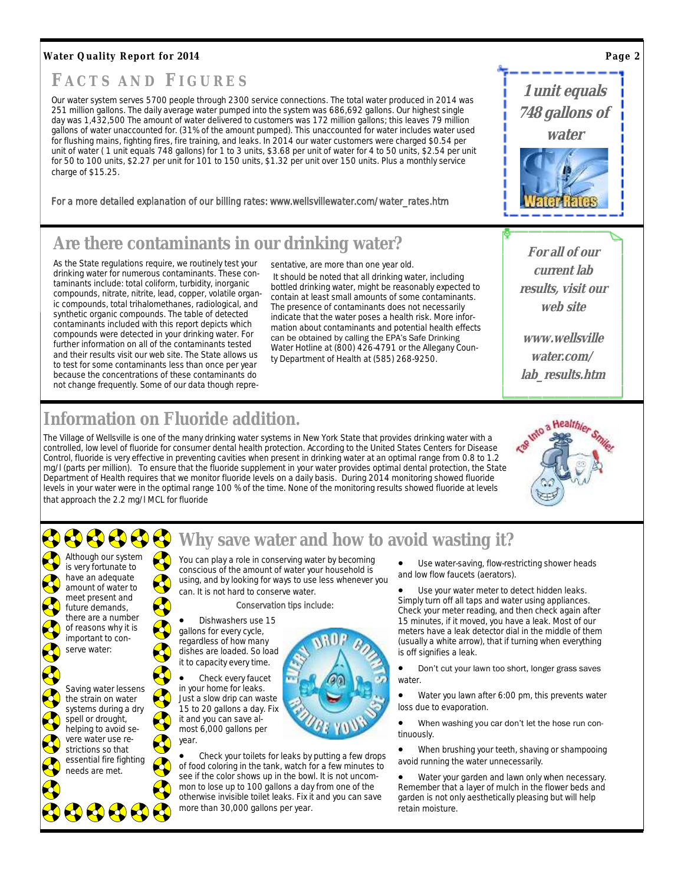## FACTS AND FIGURES

Our water system serves 5700 people through 2300 service connections. The total water produced in 2014 was 251 million gallons. The daily average water pumped into the system was 686,692 gallons. Our highest single day was 1,432,500 The amount of water delivered to customers was 172 million gallons; this leaves 79 million gallons of water unaccounted for. (31% of the amount pumped). This unaccounted for water includes water used for flushing mains, fighting fires, fire training, and leaks. In 2014 our water customers were charged $0.54 per unit of water ( 1 unit equals 748 gallons) for 1 to 3 units, $3.68 per unit of water for 4 to 50 units, $2.54 per unit for 50 to 100 units, $2.27 per unit for 101 to 150 units, $1.32 per unit over 150 units. Plus a monthly service charge of $15.25.

For a more detailed explanation of our billing rates: www.wellsvillewater.com/water_rates.htm

***1 unit equals 748 gallons of water***

Water Rates

## Are there contaminants in our drinking water?

As the State regulations require, we routinely test your drinking water for numerous contaminants. These contaminants include: total coliform, turbidity, inorganic compounds, nitrate, nitrite, lead, copper, volatile organic compounds, total trihalomethanes, radiological, and synthetic organic compounds. The table of detected contaminants included with this report depicts which compounds were detected in your drinking water. For further information on all of the contaminants tested and their results visit our web site. The State allows us to test for some contaminants less than once per year because the concentrations of these contaminants do not change frequently. Some of our data though representative, are more than one year old.

It should be noted that all drinking water, including bottled drinking water, might be reasonably expected to contain at least small amounts of some contaminants. The presence of contaminants does not necessarily indicate that the water poses a health risk. More information about contaminants and potential health effects can be obtained by calling the EPA's Safe Drinking Water Hotline at (800) 426-4791 or the Allegany County Department of Health at (585) 268-9250.

***For all of our current lab results, visit our web site***

***www.wellsvillewater.com/lab_results.htm***

## Information on Fluoride addition.

The Village of Wellsville is one of the many drinking water systems in New York State that provides drinking water with a controlled, low level of fluoride for consumer dental health protection. According to the United States Centers for Disease Control, fluoride is very effective in preventing cavities when present in drinking water at an optimal range from 0.8 to 1.2 mg/l (parts per million). To ensure that the fluoride supplement in your water provides optimal dental protection, the State Department of Health requires that we monitor fluoride levels on a daily basis. During 2014 monitoring showed fluoride levels in your water were in the optimal range 100 % of the time. None of the monitoring results showed fluoride at levels that approach the 2.2 mg/l MCL for fluoride

Tap into a Healthier Smile!

## Why save water and how to avoid wasting it?

Although our system is very fortunate to have an adequate amount of water to meet present and future demands, there are a number of reasons why it is important to conserve water:

Saving water lessens the strain on water systems during a dry spell or drought, helping to avoid severe water use restrictions so that essential fire fighting needs are met.

You can play a role in conserving water by becoming conscious of the amount of water your household is using, and by looking for ways to use less whenever you can. It is not hard to conserve water.

Conservation tips include:

- Dishwashers use 15 gallons for every cycle, regardless of how many dishes are loaded. So load it to capacity every time.
- Check every faucet in your home for leaks. Just a slow drip can waste 15 to 20 gallons a day. Fix it and you can save almost 6,000 gallons per year.
- Check your toilets for leaks by putting a few drops of food coloring in the tank, watch for a few minutes to see if the color shows up in the bowl. It is not uncommon to lose up to 100 gallons a day from one of the otherwise invisible toilet leaks. Fix it and you can save more than 30,000 gallons per year.
- Use water-saving, flow-restricting shower heads and low flow faucets (aerators).
- Use your water meter to detect hidden leaks. Simply turn off all taps and water using appliances. Check your meter reading, and then check again after 15 minutes, if it moved, you have a leak. Most of our meters have a leak detector dial in the middle of them (usually a white arrow), that if turning when everything is off signifies a leak.
- Don't cut your lawn too short, longer grass saves water.
- Water you lawn after 6:00 pm, this prevents water loss due to evaporation.
- When washing you car don't let the hose run continuously.
- When brushing your teeth, shaving or shampooing avoid running the water unnecessarily.
- Water your garden and lawn only when necessary. Remember that a layer of mulch in the flower beds and garden is not only aesthetically pleasing but will help retain moisture.

EVERY DROP COUNTS REDUCE YOUR USE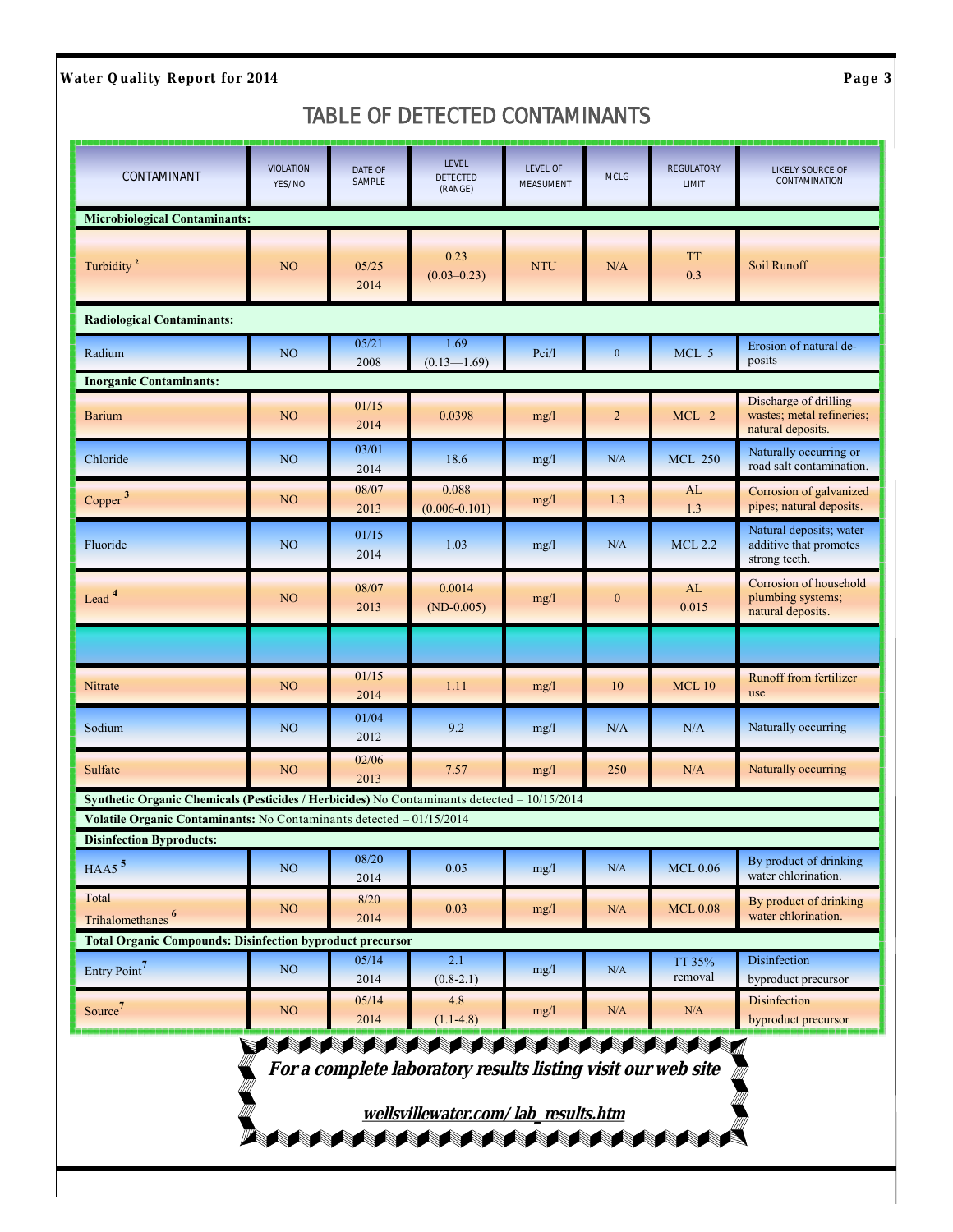# TABLE OF DETECTED CONTAMINANTS

| CONTAMINANT | VIOLATION YES/NO | DATE OF SAMPLE | LEVEL DETECTED (RANGE) | LEVEL OF MEASUMENT | MCLG | REGULATORY LIMIT | LIKELY SOURCE OF CONTAMINATION |
|---|---|---|---|---|---|---|---|
| **Microbiological Contaminants:** | | | | | | | |
| Turbidity [2] | NO | 05/25 2014 | 0.23 (0.03–0.23) | NTU | N/A | TT 0.3 | Soil Runoff |
| **Radiological Contaminants:** | | | | | | | |
| Radium | NO | 05/21 2008 | 1.69 (0.13—1.69) | Pci/l | 0 | MCL 5 | Erosion of natural deposits |
| **Inorganic Contaminants:** | | | | | | | |
| Barium | NO | 01/15 2014 | 0.0398 | mg/l | 2 | MCL 2 | Discharge of drilling wastes; metal refineries; natural deposits. |
| Chloride | NO | 03/01 2014 | 18.6 | mg/l | N/A | MCL 250 | Naturally occurring or road salt contamination. |
| Copper [3] | NO | 08/07 2013 | 0.088 (0.006-0.101) | mg/l | 1.3 | AL 1.3 | Corrosion of galvanized pipes; natural deposits. |
| Fluoride | NO | 01/15 2014 | 1.03 | mg/l | N/A | MCL 2.2 | Natural deposits; water additive that promotes strong teeth. |
| Lead [4] | NO | 08/07 2013 | 0.0014 (ND-0.005) | mg/l | 0 | AL 0.015 | Corrosion of household plumbing systems; natural deposits. |
| | | | | | | | |
| Nitrate | NO | 01/15 2014 | 1.11 | mg/l | 10 | MCL 10 | Runoff from fertilizer use |
| Sodium | NO | 01/04 2012 | 9.2 | mg/l | N/A | N/A | Naturally occurring |
| Sulfate | NO | 02/06 2013 | 7.57 | mg/l | 250 | N/A | Naturally occurring |
| **Synthetic Organic Chemicals (Pesticides / Herbicides)** No Contaminants detected – 10/15/2014 | | | | | | | |
| **Volatile Organic Contaminants:** No Contaminants detected – 01/15/2014 | | | | | | | |
| **Disinfection Byproducts:** | | | | | | | |
| HAA5 [5] | NO | 08/20 2014 | 0.05 | mg/l | N/A | MCL 0.06 | By product of drinking water chlorination. |
| Total Trihalomethanes [6] | NO | 8/20 2014 | 0.03 | mg/l | N/A | MCL 0.08 | By product of drinking water chlorination. |
| **Total Organic Compounds: Disinfection byproduct precursor** | | | | | | | |
| Entry Point [7] | NO | 05/14 2014 | 2.1 (0.8-2.1) | mg/l | N/A | TT 35% removal | Disinfection byproduct precursor |
| Source [7] | NO | 05/14 2014 | 4.8 (1.1-4.8) | mg/l | N/A | N/A | Disinfection byproduct precursor |

***For a complete laboratory results listing visit our web site***

***wellsvillewater.com/ lab_results.htm***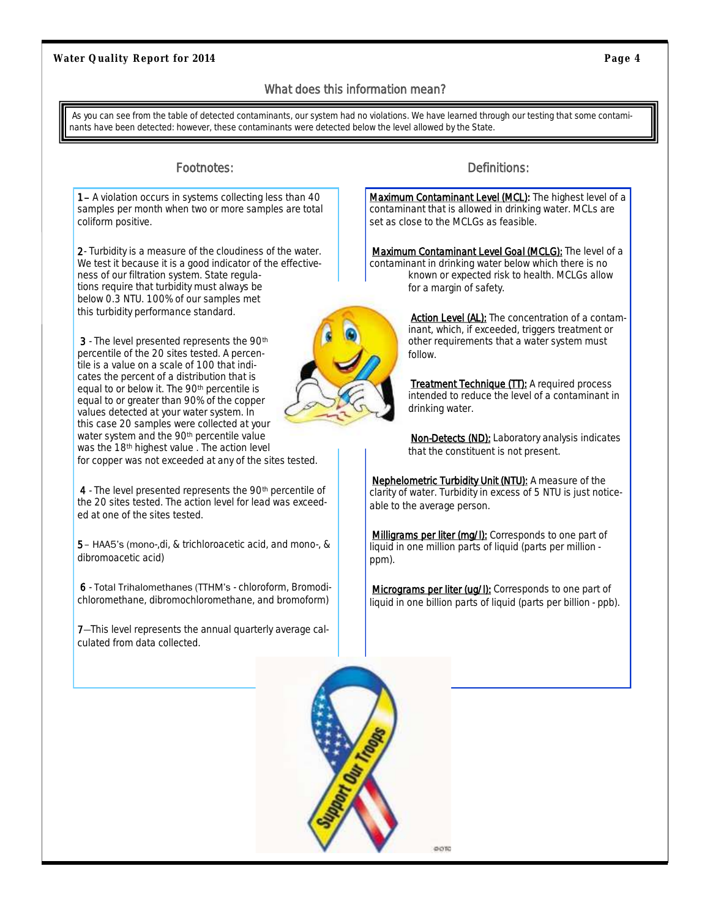## What does this information mean?

As you can see from the table of detected contaminants, our system had no violations. We have learned through our testing that some contaminants have been detected: however, these contaminants were detected below the level allowed by the State.

### Footnotes:

**1** – A violation occurs in systems collecting less than 40 samples per month when two or more samples are total coliform positive.

**2**- Turbidity is a measure of the cloudiness of the water. We test it because it is a good indicator of the effectiveness of our filtration system. State regulations require that turbidity must always be below 0.3 NTU. 100% of our samples met this turbidity performance standard.

**3** - The level presented represents the 90th percentile of the 20 sites tested. A percentile is a value on a scale of 100 that indicates the percent of a distribution that is equal to or below it. The 90th percentile is equal to or greater than 90% of the copper values detected at your water system. In this case 20 samples were collected at your water system and the 90th percentile value was the 18th highest value . The action level for copper was not exceeded at any of the sites tested.

**4** - The level presented represents the 90th percentile of the 20 sites tested. The action level for lead was exceeded at one of the sites tested.

**5** – HAA5's (mono-,di, & trichloroacetic acid, and mono-, & dibromoacetic acid)

**6** - Total Trihalomethanes (TTHM's - chloroform, Bromodichloromethane, dibromochloromethane, and bromoform)

**7**—This level represents the annual quarterly average calculated from data collected.

### Definitions:

Maximum Contaminant Level (MCL): The highest level of a contaminant that is allowed in drinking water. MCLs are set as close to the MCLGs as feasible.

Maximum Contaminant Level Goal (MCLG): The level of a contaminant in drinking water below which there is no known or expected risk to health. MCLGs allow for a margin of safety.

Action Level (AL): The concentration of a contaminant, which, if exceeded, triggers treatment or other requirements that a water system must follow.

Treatment Technique (TT): A required process intended to reduce the level of a contaminant in drinking water.

Non-Detects (ND): Laboratory analysis indicates that the constituent is not present.

Nephelometric Turbidity Unit (NTU): A measure of the clarity of water. Turbidity in excess of 5 NTU is just noticeable to the average person.

Milligrams per liter (mg/l): Corresponds to one part of liquid in one million parts of liquid (parts per million - ppm).

Micrograms per liter (ug/l): Corresponds to one part of liquid in one billion parts of liquid (parts per billion - ppb).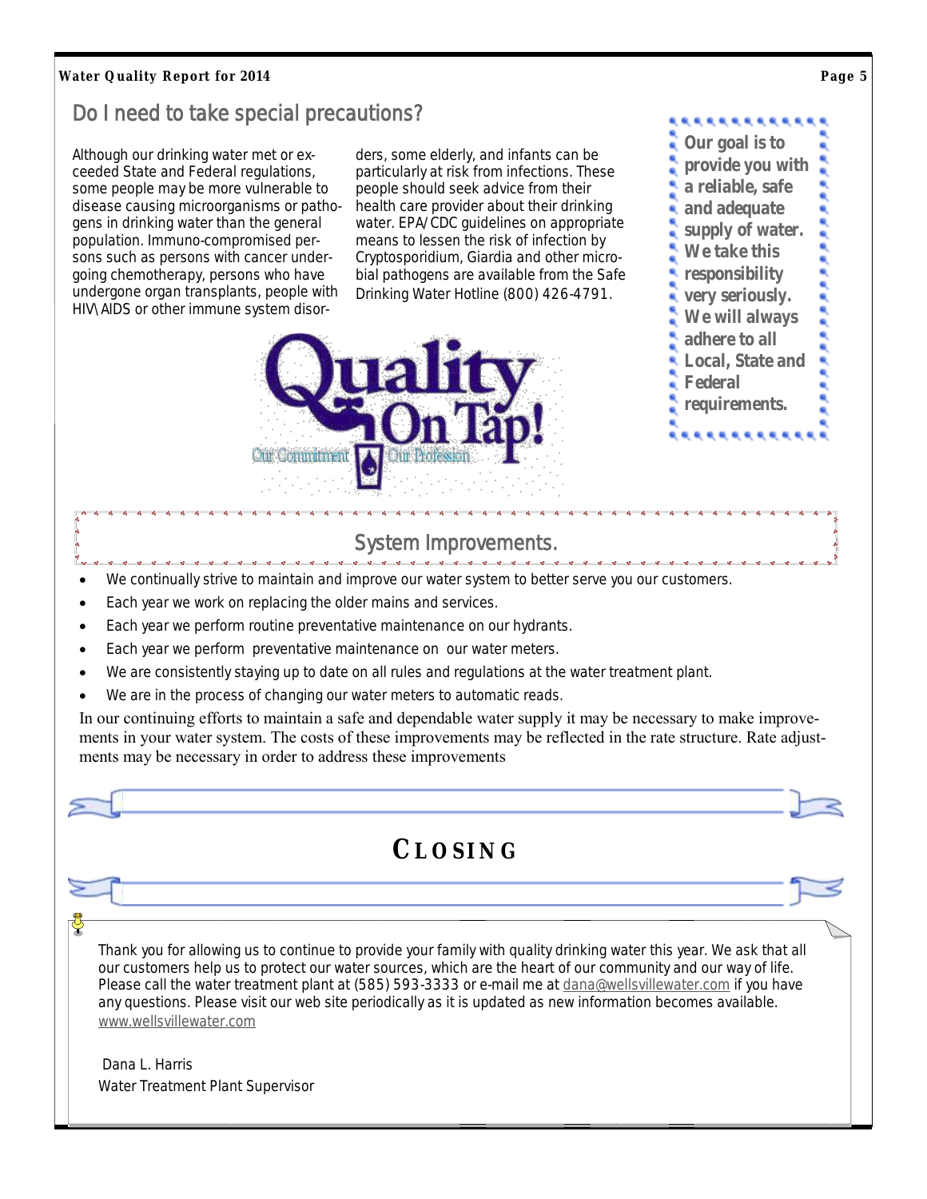## Do I need to take special precautions?

Although our drinking water met or exceeded State and Federal regulations, some people may be more vulnerable to disease causing microorganisms or pathogens in drinking water than the general population. Immuno-compromised persons such as persons with cancer undergoing chemotherapy, persons who have undergone organ transplants, people with HIV\AIDS or other immune system disorders, some elderly, and infants can be particularly at risk from infections. These people should seek advice from their health care provider about their drinking water. EPA/CDC guidelines on appropriate means to lessen the risk of infection by Cryptosporidium, Giardia and other microbial pathogens are available from the Safe Drinking Water Hotline (800) 426-4791.

Quality On Tap! Our Commitment Our Profession

**Our goal is to provide you with a reliable, safe and adequate supply of water. We take this responsibility very seriously. We will always adhere to all Local, State and Federal requirements.**

## System Improvements.

- We continually strive to maintain and improve our water system to better serve you our customers.
- Each year we work on replacing the older mains and services.
- Each year we perform routine preventative maintenance on our hydrants.
- Each year we perform preventative maintenance on our water meters.
- We are consistently staying up to date on all rules and regulations at the water treatment plant.
- We are in the process of changing our water meters to automatic reads.

In our continuing efforts to maintain a safe and dependable water supply it may be necessary to make improvements in your water system. The costs of these improvements may be reflected in the rate structure. Rate adjustments may be necessary in order to address these improvements

## CLOSING

Thank you for allowing us to continue to provide your family with quality drinking water this year. We ask that all our customers help us to protect our water sources, which are the heart of our community and our way of life. Please call the water treatment plant at (585) 593-3333 or e-mail me at dana@wellsvillewater.com if you have any questions. Please visit our web site periodically as it is updated as new information becomes available. www.wellsvillewater.com

Dana L. Harris
Water Treatment Plant Supervisor